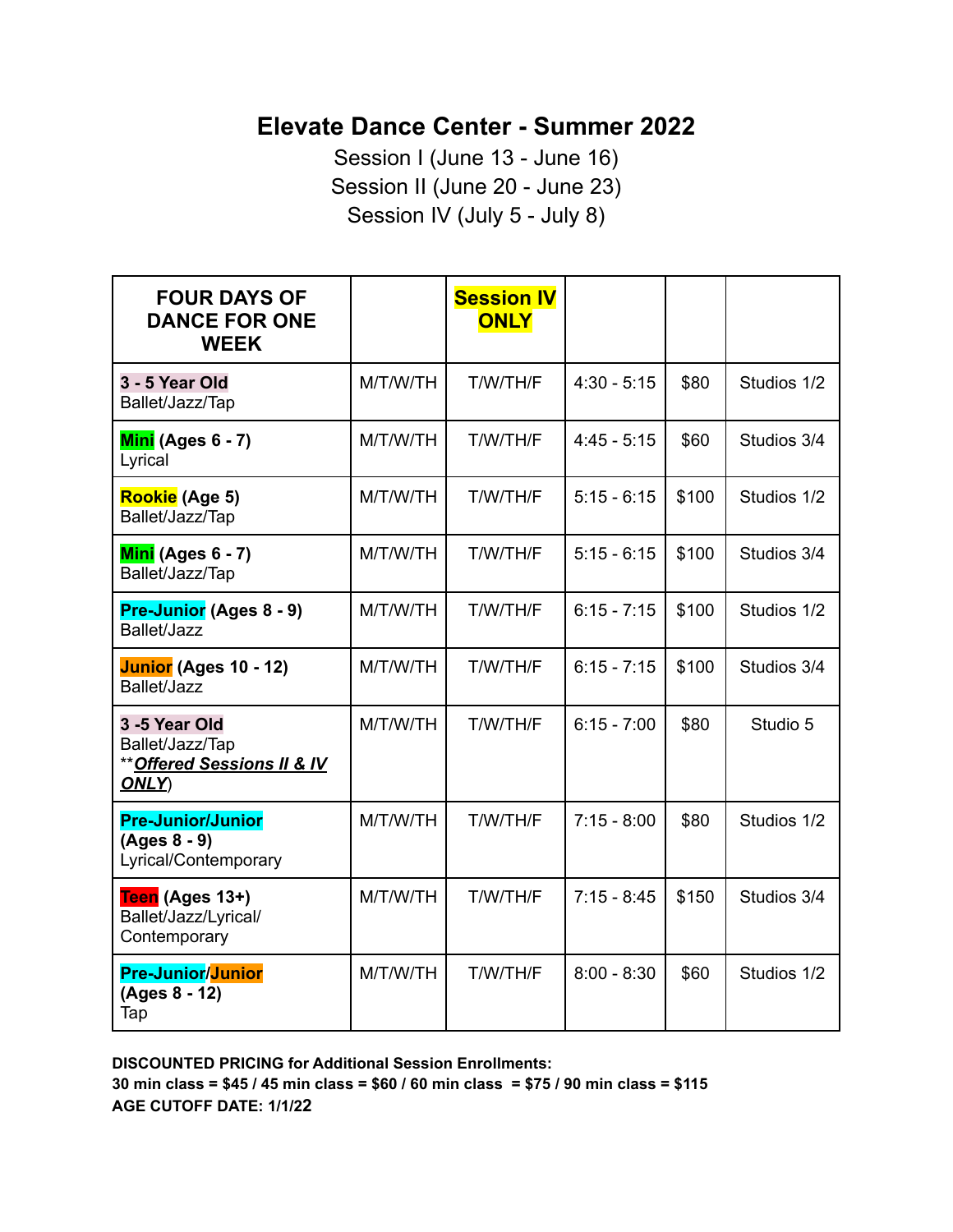# Elevate Dance Center - Summer 2022

Session I (June 13 - June 16)
Session II (June 20 - June 23)
Session IV (July 5 - July 8)

| FOUR DAYS OF DANCE FOR ONE WEEK | | Session IV ONLY | | | |
|---|---|---|---|---|---|
| **3 - 5 Year Old** Ballet/Jazz/Tap | M/T/W/TH | T/W/TH/F | 4:30 - 5:15 | $80 | Studios 1/2 |
| **Mini (Ages 6 - 7)** Lyrical | M/T/W/TH | T/W/TH/F | 4:45 - 5:15 | $60 | Studios 3/4 |
| **Rookie (Age 5)** Ballet/Jazz/Tap | M/T/W/TH | T/W/TH/F | 5:15 - 6:15 | $100 | Studios 1/2 |
| **Mini (Ages 6 - 7)** Ballet/Jazz/Tap | M/T/W/TH | T/W/TH/F | 5:15 - 6:15 | $100 | Studios 3/4 |
| **Pre-Junior (Ages 8 - 9)** Ballet/Jazz | M/T/W/TH | T/W/TH/F | 6:15 - 7:15 | $100 | Studios 1/2 |
| **Junior (Ages 10 - 12)** Ballet/Jazz | M/T/W/TH | T/W/TH/F | 6:15 - 7:15 | $100 | Studios 3/4 |
| **3 -5 Year Old** Ballet/Jazz/Tap **_*Offered Sessions II & IV ONLY*_) | M/T/W/TH | T/W/TH/F | 6:15 - 7:00 | $80 | Studio 5 |
| **Pre-Junior/Junior (Ages 8 - 9)** Lyrical/Contemporary | M/T/W/TH | T/W/TH/F | 7:15 - 8:00 | $80 | Studios 1/2 |
| **Teen (Ages 13+)** Ballet/Jazz/Lyrical/ Contemporary | M/T/W/TH | T/W/TH/F | 7:15 - 8:45 | $150 | Studios 3/4 |
| **Pre-Junior/Junior (Ages 8 - 12)** Tap | M/T/W/TH | T/W/TH/F | 8:00 - 8:30 | $60 | Studios 1/2 |

**DISCOUNTED PRICING for Additional Session Enrollments:**
**30 min class = $45 / 45 min class = $60 / 60 min class = $75 / 90 min class = $115**
**AGE CUTOFF DATE: 1/1/22**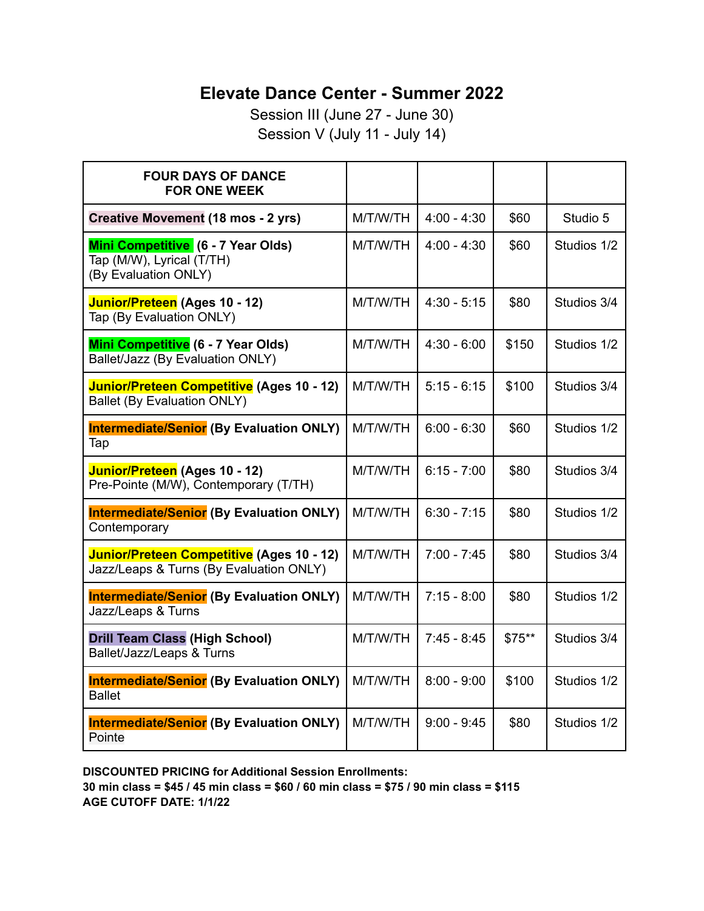# Elevate Dance Center - Summer 2022

Session III (June 27 - June 30)

Session V (July 11 - July 14)

| **FOUR DAYS OF DANCE FOR ONE WEEK** | | | | |
|---|---|---|---|---|
| **Creative Movement (18 mos - 2 yrs)** | M/T/W/TH | 4:00 - 4:30 | $60 | Studio 5 |
| **Mini Competitive (6 - 7 Year Olds)**<br>Tap (M/W), Lyrical (T/TH)<br>(By Evaluation ONLY) | M/T/W/TH | 4:00 - 4:30 | $60 | Studios 1/2 |
| **Junior/Preteen (Ages 10 - 12)**<br>Tap (By Evaluation ONLY) | M/T/W/TH | 4:30 - 5:15 | $80 | Studios 3/4 |
| **Mini Competitive (6 - 7 Year Olds)**<br>Ballet/Jazz (By Evaluation ONLY) | M/T/W/TH | 4:30 - 6:00 | $150 | Studios 1/2 |
| **Junior/Preteen Competitive (Ages 10 - 12)**<br>Ballet (By Evaluation ONLY) | M/T/W/TH | 5:15 - 6:15 | $100 | Studios 3/4 |
| **Intermediate/Senior (By Evaluation ONLY)**<br>Tap | M/T/W/TH | 6:00 - 6:30 | $60 | Studios 1/2 |
| **Junior/Preteen (Ages 10 - 12)**<br>Pre-Pointe (M/W), Contemporary (T/TH) | M/T/W/TH | 6:15 - 7:00 | $80 | Studios 3/4 |
| **Intermediate/Senior (By Evaluation ONLY)**<br>Contemporary | M/T/W/TH | 6:30 - 7:15 | $80 | Studios 1/2 |
| **Junior/Preteen Competitive (Ages 10 - 12)**<br>Jazz/Leaps & Turns (By Evaluation ONLY) | M/T/W/TH | 7:00 - 7:45 | $80 | Studios 3/4 |
| **Intermediate/Senior (By Evaluation ONLY)**<br>Jazz/Leaps & Turns | M/T/W/TH | 7:15 - 8:00 | $80 | Studios 1/2 |
| **Drill Team Class (High School)**<br>Ballet/Jazz/Leaps & Turns | M/T/W/TH | 7:45 - 8:45 | $75** | Studios 3/4 |
| **Intermediate/Senior (By Evaluation ONLY)**<br>Ballet | M/T/W/TH | 8:00 - 9:00 | $100 | Studios 1/2 |
| **Intermediate/Senior (By Evaluation ONLY)**<br>Pointe | M/T/W/TH | 9:00 - 9:45 | $80 | Studios 1/2 |

**DISCOUNTED PRICING for Additional Session Enrollments:**
**30 min class = $45 / 45 min class = $60 / 60 min class = $75 / 90 min class = $115**
**AGE CUTOFF DATE: 1/1/22**